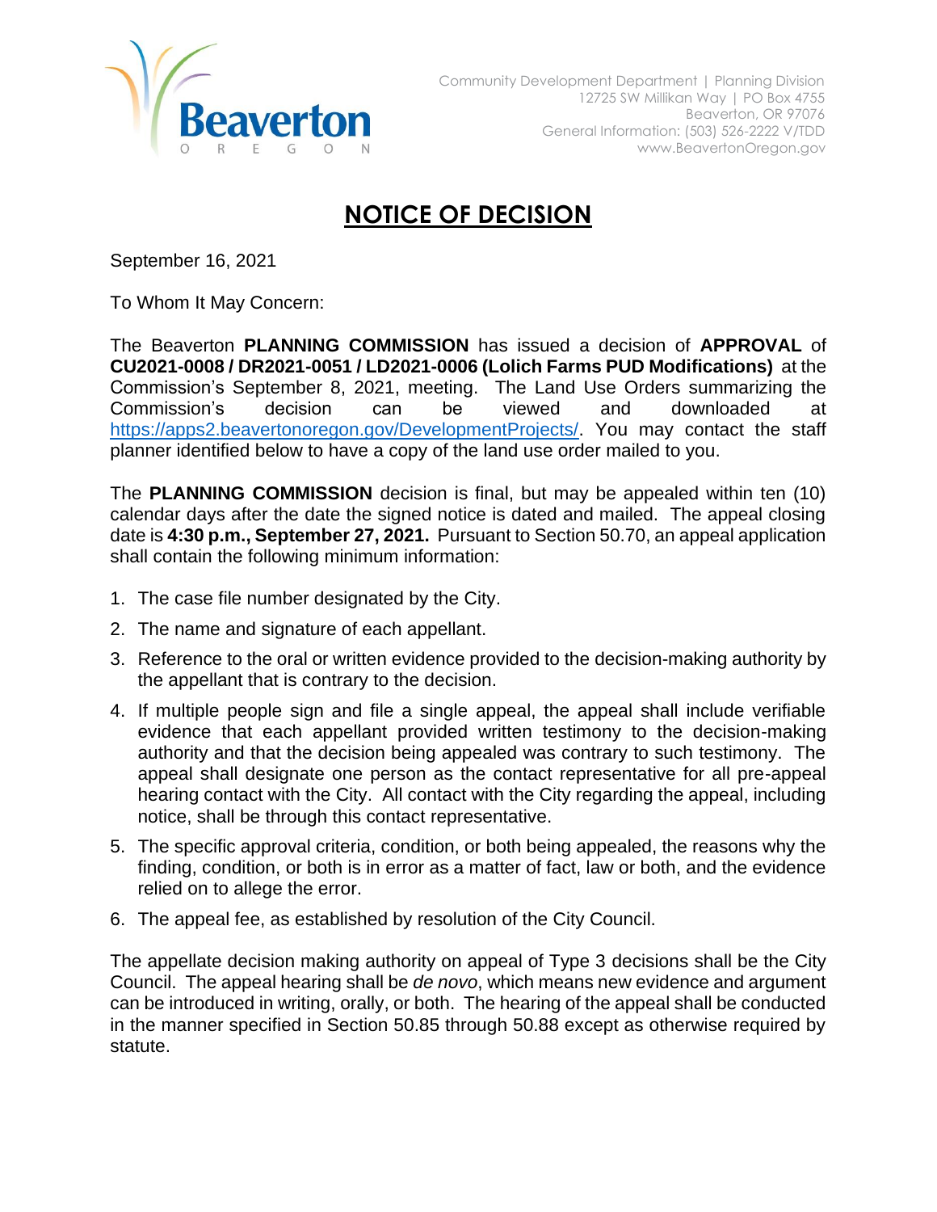Beaverton
OREGON

Community Development Department | Planning Division
12725 SW Millikan Way | PO Box 4755
Beaverton, OR 97076
General Information: (503) 526-2222 V/TDD
www.BeavertonOregon.gov

# NOTICE OF DECISION

September 16, 2021

To Whom It May Concern:

The Beaverton **PLANNING COMMISSION** has issued a decision of **APPROVAL** of **CU2021-0008 / DR2021-0051 / LD2021-0006 (Lolich Farms PUD Modifications)** at the Commission's September 8, 2021, meeting. The Land Use Orders summarizing the Commission's decision can be viewed and downloaded at https://apps2.beavertonoregon.gov/DevelopmentProjects/. You may contact the staff planner identified below to have a copy of the land use order mailed to you.

The **PLANNING COMMISSION** decision is final, but may be appealed within ten (10) calendar days after the date the signed notice is dated and mailed. The appeal closing date is **4:30 p.m., September 27, 2021.** Pursuant to Section 50.70, an appeal application shall contain the following minimum information:

1. The case file number designated by the City.
2. The name and signature of each appellant.
3. Reference to the oral or written evidence provided to the decision-making authority by the appellant that is contrary to the decision.
4. If multiple people sign and file a single appeal, the appeal shall include verifiable evidence that each appellant provided written testimony to the decision-making authority and that the decision being appealed was contrary to such testimony. The appeal shall designate one person as the contact representative for all pre-appeal hearing contact with the City. All contact with the City regarding the appeal, including notice, shall be through this contact representative.
5. The specific approval criteria, condition, or both being appealed, the reasons why the finding, condition, or both is in error as a matter of fact, law or both, and the evidence relied on to allege the error.
6. The appeal fee, as established by resolution of the City Council.

The appellate decision making authority on appeal of Type 3 decisions shall be the City Council. The appeal hearing shall be *de novo*, which means new evidence and argument can be introduced in writing, orally, or both. The hearing of the appeal shall be conducted in the manner specified in Section 50.85 through 50.88 except as otherwise required by statute.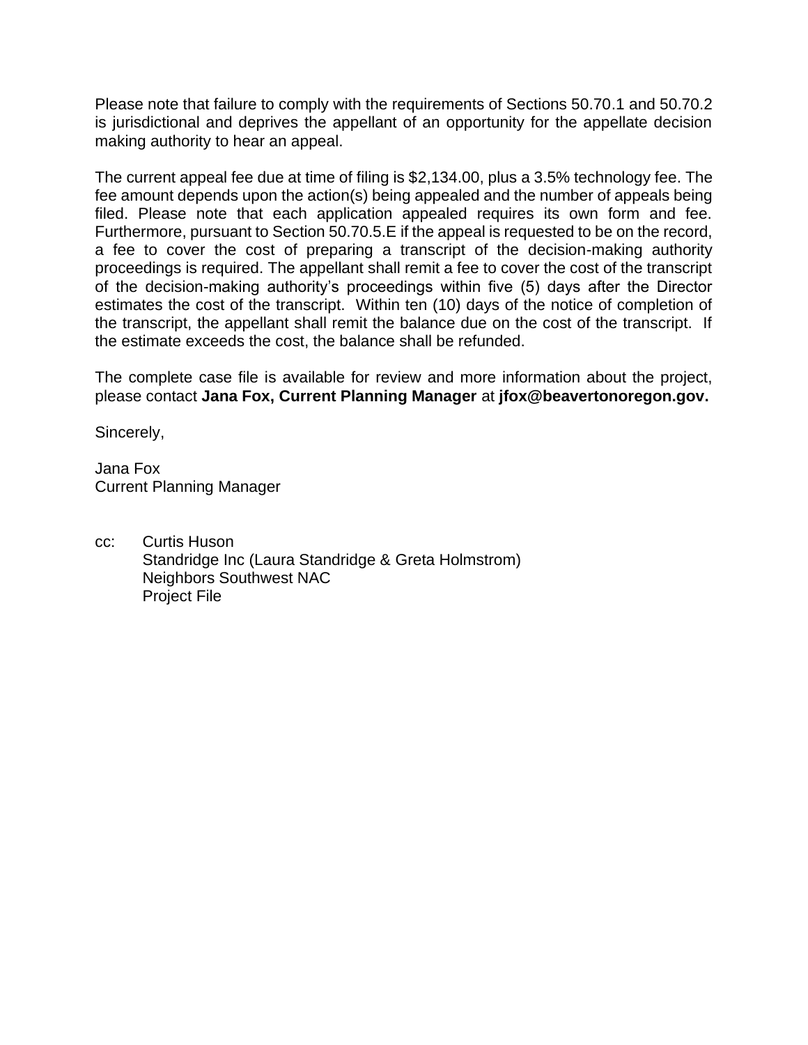Please note that failure to comply with the requirements of Sections 50.70.1 and 50.70.2 is jurisdictional and deprives the appellant of an opportunity for the appellate decision making authority to hear an appeal.

The current appeal fee due at time of filing is $2,134.00, plus a 3.5% technology fee. The fee amount depends upon the action(s) being appealed and the number of appeals being filed. Please note that each application appealed requires its own form and fee. Furthermore, pursuant to Section 50.70.5.E if the appeal is requested to be on the record, a fee to cover the cost of preparing a transcript of the decision-making authority proceedings is required. The appellant shall remit a fee to cover the cost of the transcript of the decision-making authority's proceedings within five (5) days after the Director estimates the cost of the transcript. Within ten (10) days of the notice of completion of the transcript, the appellant shall remit the balance due on the cost of the transcript. If the estimate exceeds the cost, the balance shall be refunded.

The complete case file is available for review and more information about the project, please contact **Jana Fox, Current Planning Manager** at **jfox@beavertonoregon.gov.**

Sincerely,

Jana Fox
Current Planning Manager

cc: Curtis Huson
Standridge Inc (Laura Standridge & Greta Holmstrom)
Neighbors Southwest NAC
Project File